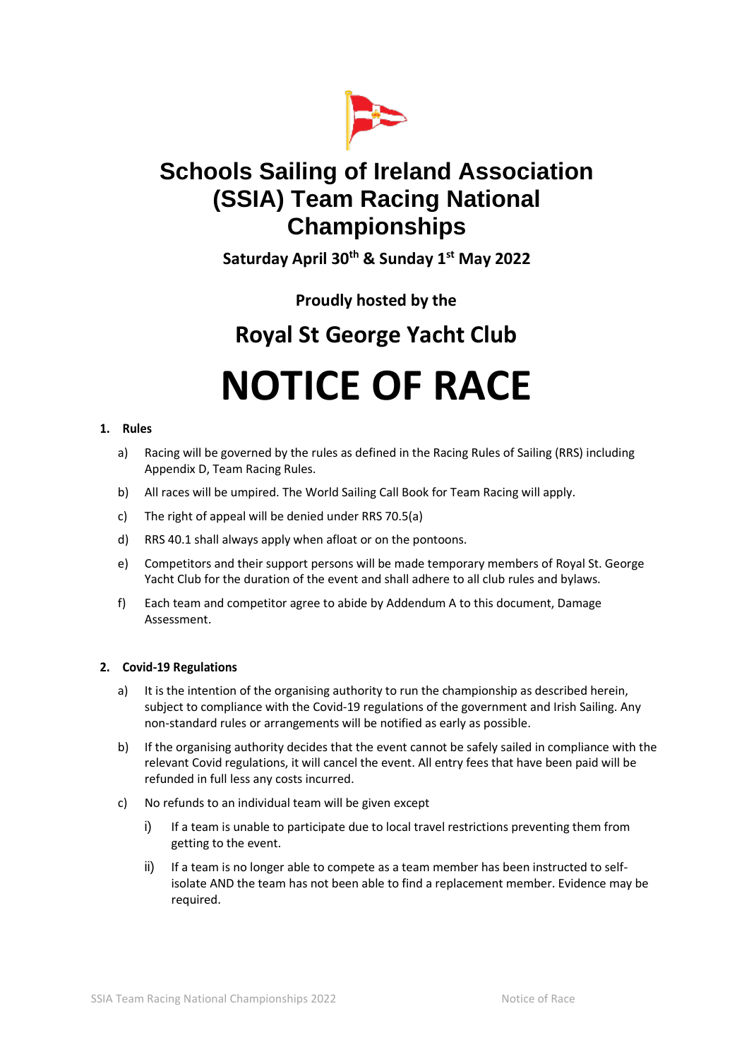# Schools Sailing of Ireland Association (SSIA) Team Racing National Championships

**Saturday April 30th & Sunday 1st May 2022**

**Proudly hosted by the**

## Royal St George Yacht Club

# NOTICE OF RACE

**1. Rules**

a) Racing will be governed by the rules as defined in the Racing Rules of Sailing (RRS) including Appendix D, Team Racing Rules.

b) All races will be umpired. The World Sailing Call Book for Team Racing will apply.

c) The right of appeal will be denied under RRS 70.5(a)

d) RRS 40.1 shall always apply when afloat or on the pontoons.

e) Competitors and their support persons will be made temporary members of Royal St. George Yacht Club for the duration of the event and shall adhere to all club rules and bylaws.

f) Each team and competitor agree to abide by Addendum A to this document, Damage Assessment.

**2. Covid-19 Regulations**

a) It is the intention of the organising authority to run the championship as described herein, subject to compliance with the Covid-19 regulations of the government and Irish Sailing. Any non-standard rules or arrangements will be notified as early as possible.

b) If the organising authority decides that the event cannot be safely sailed in compliance with the relevant Covid regulations, it will cancel the event. All entry fees that have been paid will be refunded in full less any costs incurred.

c) No refunds to an individual team will be given except

   i) If a team is unable to participate due to local travel restrictions preventing them from getting to the event.

   ii) If a team is no longer able to compete as a team member has been instructed to self-isolate AND the team has not been able to find a replacement member. Evidence may be required.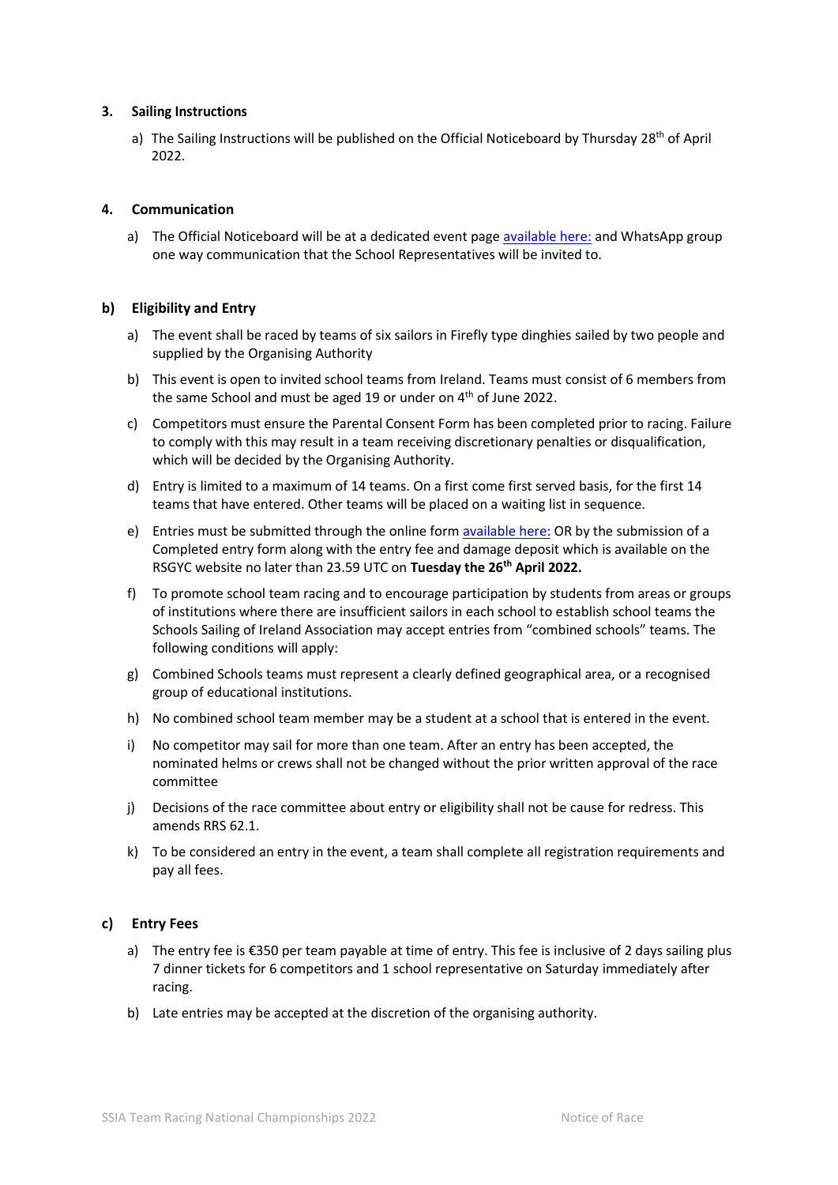## 3. Sailing Instructions

a) The Sailing Instructions will be published on the Official Noticeboard by Thursday 28th of April 2022.

## 4. Communication

a) The Official Noticeboard will be at a dedicated event page available here: and WhatsApp group one way communication that the School Representatives will be invited to.

## b) Eligibility and Entry

a) The event shall be raced by teams of six sailors in Firefly type dinghies sailed by two people and supplied by the Organising Authority

b) This event is open to invited school teams from Ireland. Teams must consist of 6 members from the same School and must be aged 19 or under on 4th of June 2022.

c) Competitors must ensure the Parental Consent Form has been completed prior to racing. Failure to comply with this may result in a team receiving discretionary penalties or disqualification, which will be decided by the Organising Authority.

d) Entry is limited to a maximum of 14 teams. On a first come first served basis, for the first 14 teams that have entered. Other teams will be placed on a waiting list in sequence.

e) Entries must be submitted through the online form available here: OR by the submission of a Completed entry form along with the entry fee and damage deposit which is available on the RSGYC website no later than 23.59 UTC on **Tuesday the 26th April 2022.**

f) To promote school team racing and to encourage participation by students from areas or groups of institutions where there are insufficient sailors in each school to establish school teams the Schools Sailing of Ireland Association may accept entries from "combined schools" teams. The following conditions will apply:

g) Combined Schools teams must represent a clearly defined geographical area, or a recognised group of educational institutions.

h) No combined school team member may be a student at a school that is entered in the event.

i) No competitor may sail for more than one team. After an entry has been accepted, the nominated helms or crews shall not be changed without the prior written approval of the race committee

j) Decisions of the race committee about entry or eligibility shall not be cause for redress. This amends RRS 62.1.

k) To be considered an entry in the event, a team shall complete all registration requirements and pay all fees.

## c) Entry Fees

a) The entry fee is €350 per team payable at time of entry. This fee is inclusive of 2 days sailing plus 7 dinner tickets for 6 competitors and 1 school representative on Saturday immediately after racing.

b) Late entries may be accepted at the discretion of the organising authority.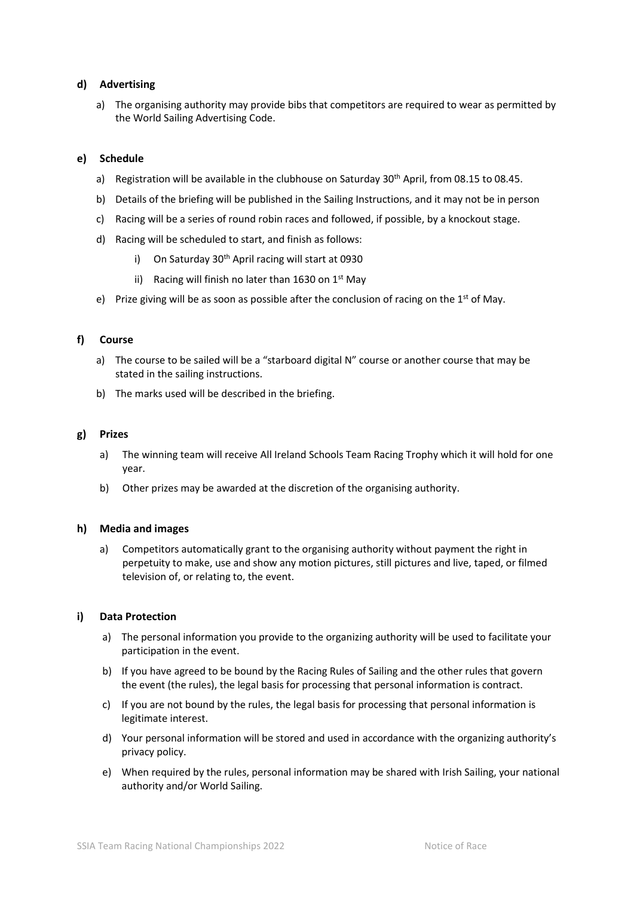## d) Advertising

a) The organising authority may provide bibs that competitors are required to wear as permitted by the World Sailing Advertising Code.

## e) Schedule

a) Registration will be available in the clubhouse on Saturday 30th April, from 08.15 to 08.45.

b) Details of the briefing will be published in the Sailing Instructions, and it may not be in person

c) Racing will be a series of round robin races and followed, if possible, by a knockout stage.

d) Racing will be scheduled to start, and finish as follows:

  i) On Saturday 30th April racing will start at 0930

  ii) Racing will finish no later than 1630 on 1st May

e) Prize giving will be as soon as possible after the conclusion of racing on the 1st of May.

## f) Course

a) The course to be sailed will be a "starboard digital N" course or another course that may be stated in the sailing instructions.

b) The marks used will be described in the briefing.

## g) Prizes

a) The winning team will receive All Ireland Schools Team Racing Trophy which it will hold for one year.

b) Other prizes may be awarded at the discretion of the organising authority.

## h) Media and images

a) Competitors automatically grant to the organising authority without payment the right in perpetuity to make, use and show any motion pictures, still pictures and live, taped, or filmed television of, or relating to, the event.

## i) Data Protection

a) The personal information you provide to the organizing authority will be used to facilitate your participation in the event.

b) If you have agreed to be bound by the Racing Rules of Sailing and the other rules that govern the event (the rules), the legal basis for processing that personal information is contract.

c) If you are not bound by the rules, the legal basis for processing that personal information is legitimate interest.

d) Your personal information will be stored and used in accordance with the organizing authority's privacy policy.

e) When required by the rules, personal information may be shared with Irish Sailing, your national authority and/or World Sailing.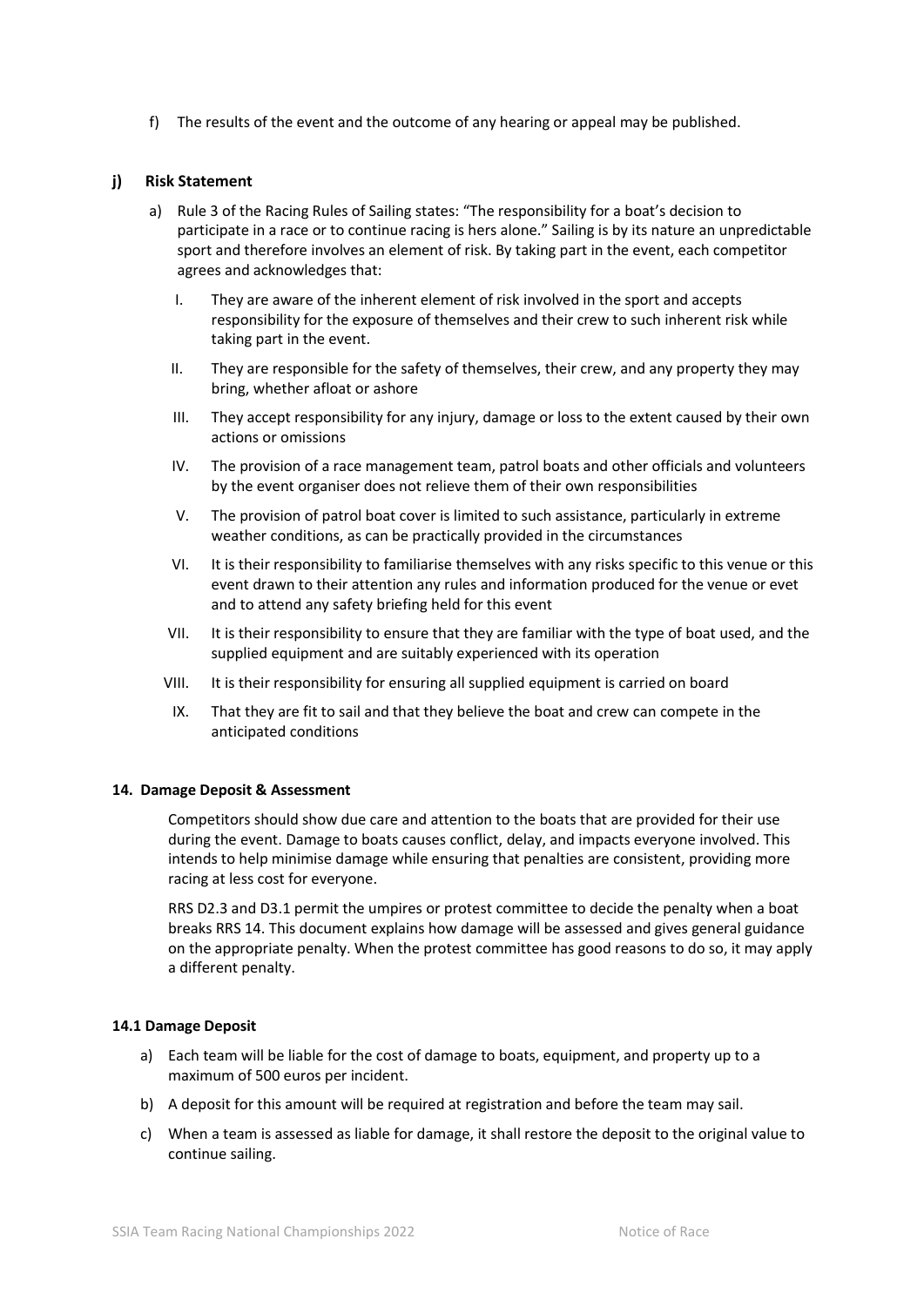f) The results of the event and the outcome of any hearing or appeal may be published.

### j) Risk Statement

a) Rule 3 of the Racing Rules of Sailing states: "The responsibility for a boat's decision to participate in a race or to continue racing is hers alone." Sailing is by its nature an unpredictable sport and therefore involves an element of risk. By taking part in the event, each competitor agrees and acknowledges that:

   I. They are aware of the inherent element of risk involved in the sport and accepts responsibility for the exposure of themselves and their crew to such inherent risk while taking part in the event.

   II. They are responsible for the safety of themselves, their crew, and any property they may bring, whether afloat or ashore

   III. They accept responsibility for any injury, damage or loss to the extent caused by their own actions or omissions

   IV. The provision of a race management team, patrol boats and other officials and volunteers by the event organiser does not relieve them of their own responsibilities

   V. The provision of patrol boat cover is limited to such assistance, particularly in extreme weather conditions, as can be practically provided in the circumstances

   VI. It is their responsibility to familiarise themselves with any risks specific to this venue or this event drawn to their attention any rules and information produced for the venue or evet and to attend any safety briefing held for this event

   VII. It is their responsibility to ensure that they are familiar with the type of boat used, and the supplied equipment and are suitably experienced with its operation

   VIII. It is their responsibility for ensuring all supplied equipment is carried on board

   IX. That they are fit to sail and that they believe the boat and crew can compete in the anticipated conditions

### 14. Damage Deposit & Assessment

Competitors should show due care and attention to the boats that are provided for their use during the event. Damage to boats causes conflict, delay, and impacts everyone involved. This intends to help minimise damage while ensuring that penalties are consistent, providing more racing at less cost for everyone.

RRS D2.3 and D3.1 permit the umpires or protest committee to decide the penalty when a boat breaks RRS 14. This document explains how damage will be assessed and gives general guidance on the appropriate penalty. When the protest committee has good reasons to do so, it may apply a different penalty.

#### 14.1 Damage Deposit

a) Each team will be liable for the cost of damage to boats, equipment, and property up to a maximum of 500 euros per incident.

b) A deposit for this amount will be required at registration and before the team may sail.

c) When a team is assessed as liable for damage, it shall restore the deposit to the original value to continue sailing.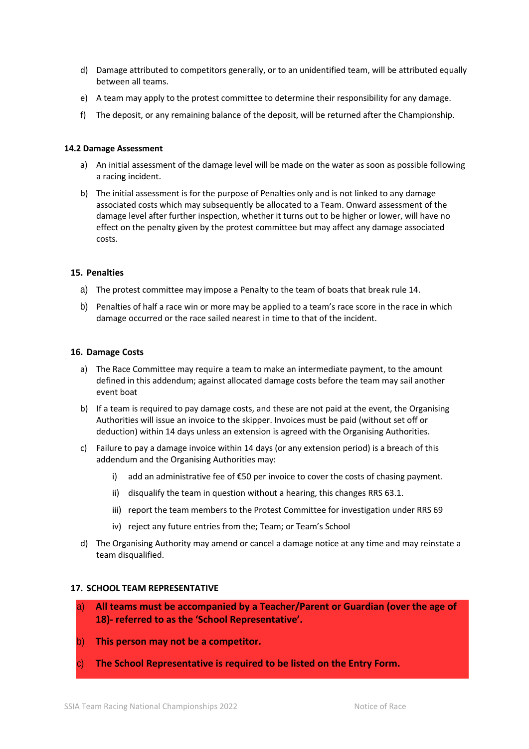d) Damage attributed to competitors generally, or to an unidentified team, will be attributed equally between all teams.

e) A team may apply to the protest committee to determine their responsibility for any damage.

f) The deposit, or any remaining balance of the deposit, will be returned after the Championship.

**14.2 Damage Assessment**

a) An initial assessment of the damage level will be made on the water as soon as possible following a racing incident.

b) The initial assessment is for the purpose of Penalties only and is not linked to any damage associated costs which may subsequently be allocated to a Team. Onward assessment of the damage level after further inspection, whether it turns out to be higher or lower, will have no effect on the penalty given by the protest committee but may affect any damage associated costs.

## 15. Penalties

a) The protest committee may impose a Penalty to the team of boats that break rule 14.

b) Penalties of half a race win or more may be applied to a team's race score in the race in which damage occurred or the race sailed nearest in time to that of the incident.

## 16. Damage Costs

a) The Race Committee may require a team to make an intermediate payment, to the amount defined in this addendum; against allocated damage costs before the team may sail another event boat

b) If a team is required to pay damage costs, and these are not paid at the event, the Organising Authorities will issue an invoice to the skipper. Invoices must be paid (without set off or deduction) within 14 days unless an extension is agreed with the Organising Authorities.

c) Failure to pay a damage invoice within 14 days (or any extension period) is a breach of this addendum and the Organising Authorities may:

   i) add an administrative fee of €50 per invoice to cover the costs of chasing payment.

   ii) disqualify the team in question without a hearing, this changes RRS 63.1.

   iii) report the team members to the Protest Committee for investigation under RRS 69

   iv) reject any future entries from the; Team; or Team's School

d) The Organising Authority may amend or cancel a damage notice at any time and may reinstate a team disqualified.

## 17. SCHOOL TEAM REPRESENTATIVE

a) **All teams must be accompanied by a Teacher/Parent or Guardian (over the age of 18)- referred to as the 'School Representative'.**

b) **This person may not be a competitor.**

c) **The School Representative is required to be listed on the Entry Form.**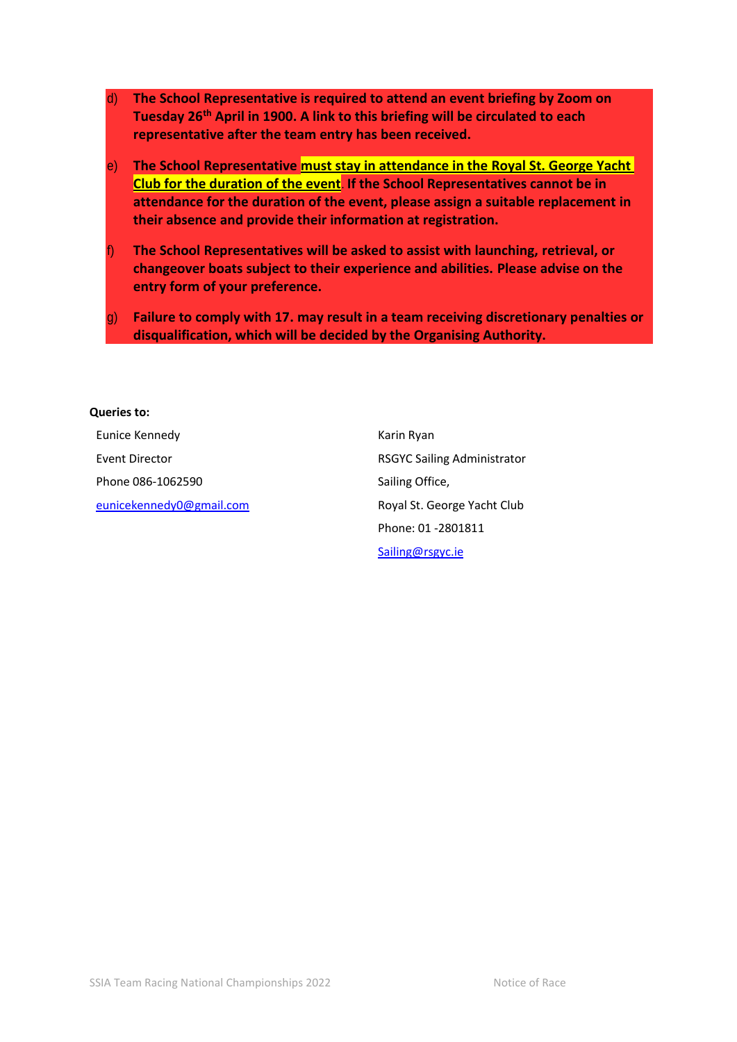d) **The School Representative is required to attend an event briefing by Zoom on Tuesday 26th April in 1900. A link to this briefing will be circulated to each representative after the team entry has been received.**

e) **The School Representative <u>must stay in attendance in the Royal St. George Yacht Club for the duration of the event</u>. If the School Representatives cannot be in attendance for the duration of the event, please assign a suitable replacement in their absence and provide their information at registration.**

f) **The School Representatives will be asked to assist with launching, retrieval, or changeover boats subject to their experience and abilities. Please advise on the entry form of your preference.**

g) **Failure to comply with 17. may result in a team receiving discretionary penalties or disqualification, which will be decided by the Organising Authority.**

**Queries to:**

Eunice Kennedy
Event Director
Phone 086-1062590
eunicekennedy0@gmail.com

Karin Ryan
RSGYC Sailing Administrator
Sailing Office,
Royal St. George Yacht Club
Phone: 01 -2801811
Sailing@rsgyc.ie